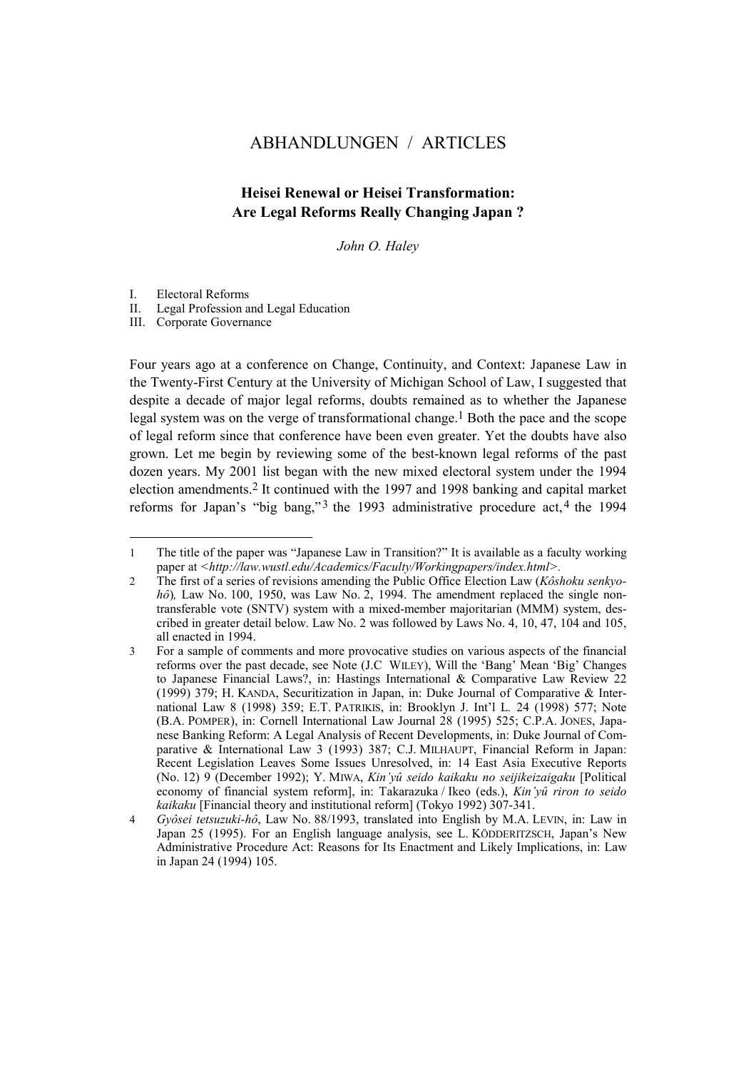# ABHANDLUNGEN / ARTICLES

## Heisei Renewal or Heisei Transformation: Are Legal Reforms Really Changing Japan ?

*John O. Haley*

I. Electoral Reforms
II. Legal Profession and Legal Education
III. Corporate Governance

Four years ago at a conference on Change, Continuity, and Context: Japanese Law in the Twenty-First Century at the University of Michigan School of Law, I suggested that despite a decade of major legal reforms, doubts remained as to whether the Japanese legal system was on the verge of transformational change.[1] Both the pace and the scope of legal reform since that conference have been even greater. Yet the doubts have also grown. Let me begin by reviewing some of the best-known legal reforms of the past dozen years. My 2001 list began with the new mixed electoral system under the 1994 election amendments.[2] It continued with the 1997 and 1998 banking and capital market reforms for Japan's "big bang,"[3] the 1993 administrative procedure act,[4] the 1994

---

1 The title of the paper was "Japanese Law in Transition?" It is available as a faculty working paper at <*http://law.wustl.edu/Academics/Faculty/Workingpapers/index.html*>.

2 The first of a series of revisions amending the Public Office Election Law (*Kôshoku senkyo-hô*), Law No. 100, 1950, was Law No. 2, 1994. The amendment replaced the single non-transferable vote (SNTV) system with a mixed-member majoritarian (MMM) system, described in greater detail below. Law No. 2 was followed by Laws No. 4, 10, 47, 104 and 105, all enacted in 1994.

3 For a sample of comments and more provocative studies on various aspects of the financial reforms over the past decade, see Note (J.C WILEY), Will the 'Bang' Mean 'Big' Changes to Japanese Financial Laws?, in: Hastings International & Comparative Law Review 22 (1999) 379; H. KANDA, Securitization in Japan, in: Duke Journal of Comparative & International Law 8 (1998) 359; E.T. PATRIKIS, in: Brooklyn J. Int'l L. 24 (1998) 577; Note (B.A. POMPER), in: Cornell International Law Journal 28 (1995) 525; C.P.A. JONES, Japanese Banking Reform: A Legal Analysis of Recent Developments, in: Duke Journal of Comparative & International Law 3 (1993) 387; C.J. MILHAUPT, Financial Reform in Japan: Recent Legislation Leaves Some Issues Unresolved, in: 14 East Asia Executive Reports (No. 12) 9 (December 1992); Y. MIWA, *Kin'yû seido kaikaku no seijikeizaigaku* [Political economy of financial system reform], in: Takarazuka / Ikeo (eds.), *Kin'yû riron to seido kaikaku* [Financial theory and institutional reform] (Tokyo 1992) 307-341.

4 *Gyôsei tetsuzuki-hô*, Law No. 88/1993, translated into English by M.A. LEVIN, in: Law in Japan 25 (1995). For an English language analysis, see L. KÖDDERITZSCH, Japan's New Administrative Procedure Act: Reasons for Its Enactment and Likely Implications, in: Law in Japan 24 (1994) 105.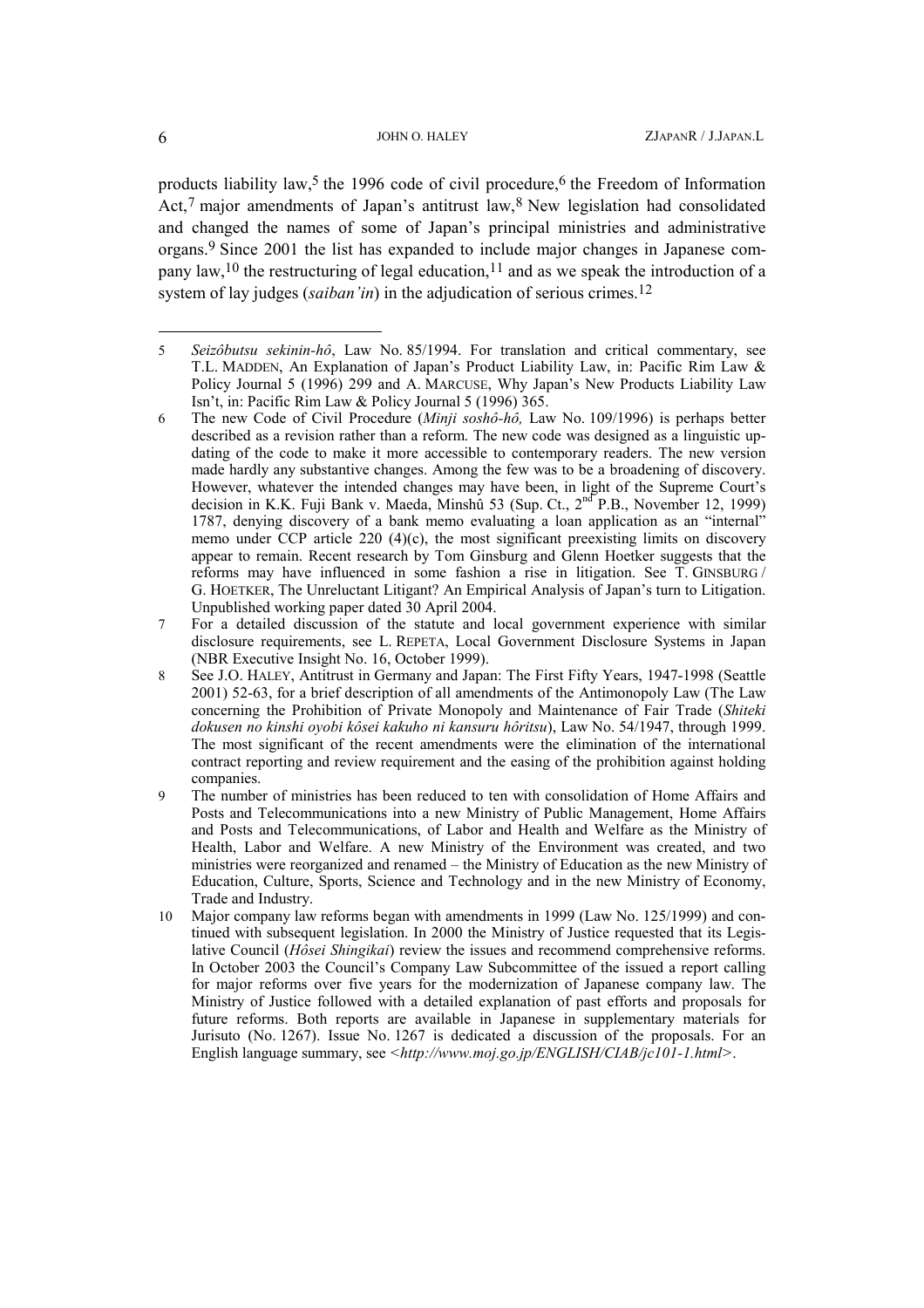products liability law,[5] the 1996 code of civil procedure,[6] the Freedom of Information Act,[7] major amendments of Japan's antitrust law,[8] New legislation had consolidated and changed the names of some of Japan's principal ministries and administrative organs.[9] Since 2001 the list has expanded to include major changes in Japanese company law,[10] the restructuring of legal education,[11] and as we speak the introduction of a system of lay judges (*saiban'in*) in the adjudication of serious crimes.[12]

---

5 *Seizôbutsu sekinin-hô*, Law No. 85/1994. For translation and critical commentary, see T.L. MADDEN, An Explanation of Japan's Product Liability Law, in: Pacific Rim Law & Policy Journal 5 (1996) 299 and A. MARCUSE, Why Japan's New Products Liability Law Isn't, in: Pacific Rim Law & Policy Journal 5 (1996) 365.

6 The new Code of Civil Procedure (*Minji soshô-hô,* Law No. 109/1996) is perhaps better described as a revision rather than a reform. The new code was designed as a linguistic updating of the code to make it more accessible to contemporary readers. The new version made hardly any substantive changes. Among the few was to be a broadening of discovery. However, whatever the intended changes may have been, in light of the Supreme Court's decision in K.K. Fuji Bank v. Maeda, Minshû 53 (Sup. Ct., 2nd P.B., November 12, 1999) 1787, denying discovery of a bank memo evaluating a loan application as an "internal" memo under CCP article 220 (4)(c), the most significant preexisting limits on discovery appear to remain. Recent research by Tom Ginsburg and Glenn Hoetker suggests that the reforms may have influenced in some fashion a rise in litigation. See T. GINSBURG / G. HOETKER, The Unreluctant Litigant? An Empirical Analysis of Japan's turn to Litigation. Unpublished working paper dated 30 April 2004.

7 For a detailed discussion of the statute and local government experience with similar disclosure requirements, see L. REPETA, Local Government Disclosure Systems in Japan (NBR Executive Insight No. 16, October 1999).

8 See J.O. HALEY, Antitrust in Germany and Japan: The First Fifty Years, 1947-1998 (Seattle 2001) 52-63, for a brief description of all amendments of the Antimonopoly Law (The Law concerning the Prohibition of Private Monopoly and Maintenance of Fair Trade (*Shiteki dokusen no kinshi oyobi kôsei kakuho ni kansuru hôritsu*), Law No. 54/1947, through 1999. The most significant of the recent amendments were the elimination of the international contract reporting and review requirement and the easing of the prohibition against holding companies.

9 The number of ministries has been reduced to ten with consolidation of Home Affairs and Posts and Telecommunications into a new Ministry of Public Management, Home Affairs and Posts and Telecommunications, of Labor and Health and Welfare as the Ministry of Health, Labor and Welfare. A new Ministry of the Environment was created, and two ministries were reorganized and renamed – the Ministry of Education as the new Ministry of Education, Culture, Sports, Science and Technology and in the new Ministry of Economy, Trade and Industry.

10 Major company law reforms began with amendments in 1999 (Law No. 125/1999) and continued with subsequent legislation. In 2000 the Ministry of Justice requested that its Legislative Council (*Hôsei Shingikai*) review the issues and recommend comprehensive reforms. In October 2003 the Council's Company Law Subcommittee of the issued a report calling for major reforms over five years for the modernization of Japanese company law. The Ministry of Justice followed with a detailed explanation of past efforts and proposals for future reforms. Both reports are available in Japanese in supplementary materials for Jurisuto (No. 1267). Issue No. 1267 is dedicated a discussion of the proposals. For an English language summary, see <*http://www.moj.go.jp/ENGLISH/CIAB/jc101-1.html*>.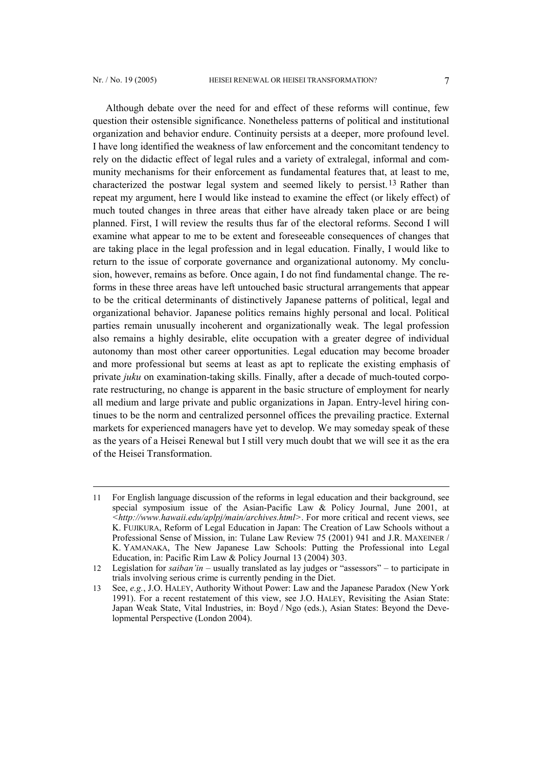Although debate over the need for and effect of these reforms will continue, few question their ostensible significance. Nonetheless patterns of political and institutional organization and behavior endure. Continuity persists at a deeper, more profound level. I have long identified the weakness of law enforcement and the concomitant tendency to rely on the didactic effect of legal rules and a variety of extralegal, informal and community mechanisms for their enforcement as fundamental features that, at least to me, characterized the postwar legal system and seemed likely to persist.[13] Rather than repeat my argument, here I would like instead to examine the effect (or likely effect) of much touted changes in three areas that either have already taken place or are being planned. First, I will review the results thus far of the electoral reforms. Second I will examine what appear to me to be extent and foreseeable consequences of changes that are taking place in the legal profession and in legal education. Finally, I would like to return to the issue of corporate governance and organizational autonomy. My conclusion, however, remains as before. Once again, I do not find fundamental change. The reforms in these three areas have left untouched basic structural arrangements that appear to be the critical determinants of distinctively Japanese patterns of political, legal and organizational behavior. Japanese politics remains highly personal and local. Political parties remain unusually incoherent and organizationally weak. The legal profession also remains a highly desirable, elite occupation with a greater degree of individual autonomy than most other career opportunities. Legal education may become broader and more professional but seems at least as apt to replicate the existing emphasis of private *juku* on examination-taking skills. Finally, after a decade of much-touted corporate restructuring, no change is apparent in the basic structure of employment for nearly all medium and large private and public organizations in Japan. Entry-level hiring continues to be the norm and centralized personnel offices the prevailing practice. External markets for experienced managers have yet to develop. We may someday speak of these as the years of a Heisei Renewal but I still very much doubt that we will see it as the era of the Heisei Transformation.

---

11 For English language discussion of the reforms in legal education and their background, see special symposium issue of the Asian-Pacific Law & Policy Journal, June 2001, at *<http://www.hawaii.edu/aplpj/main/archives.html>*. For more critical and recent views, see K. FUJIKURA, Reform of Legal Education in Japan: The Creation of Law Schools without a Professional Sense of Mission, in: Tulane Law Review 75 (2001) 941 and J.R. MAXEINER / K. YAMANAKA, The New Japanese Law Schools: Putting the Professional into Legal Education, in: Pacific Rim Law & Policy Journal 13 (2004) 303.

12 Legislation for *saiban'in* – usually translated as lay judges or "assessors" – to participate in trials involving serious crime is currently pending in the Diet.

13 See, *e.g.*, J.O. HALEY, Authority Without Power: Law and the Japanese Paradox (New York 1991). For a recent restatement of this view, see J.O. HALEY, Revisiting the Asian State: Japan Weak State, Vital Industries, in: Boyd / Ngo (eds.), Asian States: Beyond the Developmental Perspective (London 2004).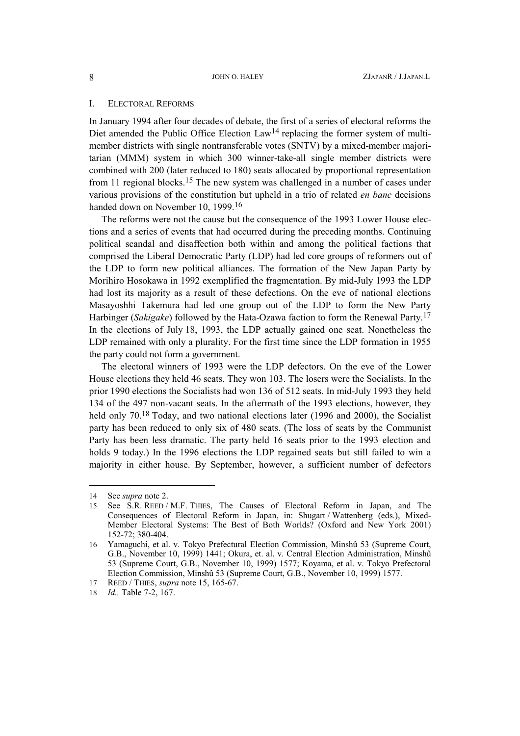## I. ELECTORAL REFORMS

In January 1994 after four decades of debate, the first of a series of electoral reforms the Diet amended the Public Office Election Law[14] replacing the former system of multi-member districts with single nontransferable votes (SNTV) by a mixed-member majoritarian (MMM) system in which 300 winner-take-all single member districts were combined with 200 (later reduced to 180) seats allocated by proportional representation from 11 regional blocks.[15] The new system was challenged in a number of cases under various provisions of the constitution but upheld in a trio of related *en banc* decisions handed down on November 10, 1999.[16]

The reforms were not the cause but the consequence of the 1993 Lower House elections and a series of events that had occurred during the preceding months. Continuing political scandal and disaffection both within and among the political factions that comprised the Liberal Democratic Party (LDP) had led core groups of reformers out of the LDP to form new political alliances. The formation of the New Japan Party by Morihiro Hosokawa in 1992 exemplified the fragmentation. By mid-July 1993 the LDP had lost its majority as a result of these defections. On the eve of national elections Masayoshhi Takemura had led one group out of the LDP to form the New Party Harbinger (*Sakigake*) followed by the Hata-Ozawa faction to form the Renewal Party.[17] In the elections of July 18, 1993, the LDP actually gained one seat. Nonetheless the LDP remained with only a plurality. For the first time since the LDP formation in 1955 the party could not form a government.

The electoral winners of 1993 were the LDP defectors. On the eve of the Lower House elections they held 46 seats. They won 103. The losers were the Socialists. In the prior 1990 elections the Socialists had won 136 of 512 seats. In mid-July 1993 they held 134 of the 497 non-vacant seats. In the aftermath of the 1993 elections, however, they held only 70.[18] Today, and two national elections later (1996 and 2000), the Socialist party has been reduced to only six of 480 seats. (The loss of seats by the Communist Party has been less dramatic. The party held 16 seats prior to the 1993 election and holds 9 today.) In the 1996 elections the LDP regained seats but still failed to win a majority in either house. By September, however, a sufficient number of defectors

---

14 See *supra* note 2.

15 See S.R. REED / M.F. THIES, The Causes of Electoral Reform in Japan, and The Consequences of Electoral Reform in Japan, in: Shugart / Wattenberg (eds.), Mixed-Member Electoral Systems: The Best of Both Worlds? (Oxford and New York 2001) 152-72; 380-404.

16 Yamaguchi, et al. v. Tokyo Prefectural Election Commission, Minshû 53 (Supreme Court, G.B., November 10, 1999) 1441; Okura, et. al. v. Central Election Administration, Minshû 53 (Supreme Court, G.B., November 10, 1999) 1577; Koyama, et al. v. Tokyo Prefectoral Election Commission, Minshû 53 (Supreme Court, G.B., November 10, 1999) 1577.

17 REED / THIES, *supra* note 15, 165-67.

18 *Id.,* Table 7-2, 167.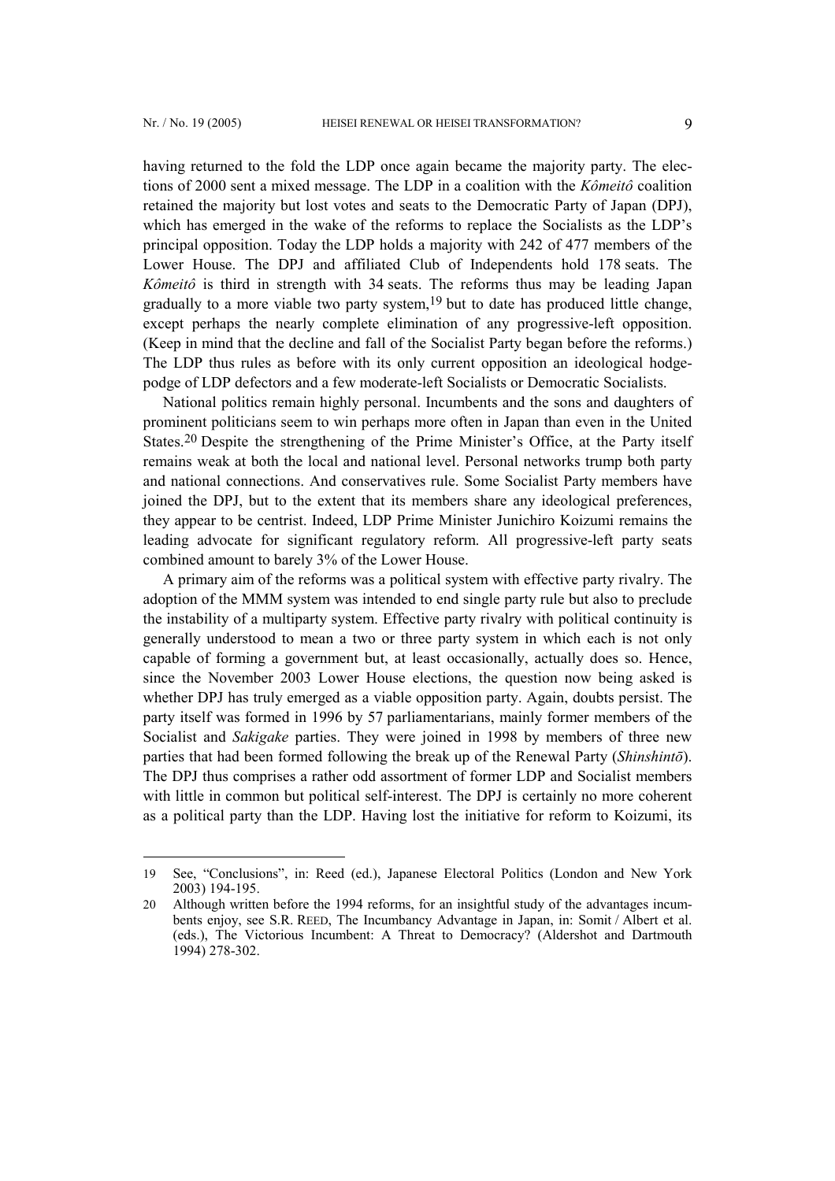having returned to the fold the LDP once again became the majority party. The elections of 2000 sent a mixed message. The LDP in a coalition with the *Kômeitô* coalition retained the majority but lost votes and seats to the Democratic Party of Japan (DPJ), which has emerged in the wake of the reforms to replace the Socialists as the LDP's principal opposition. Today the LDP holds a majority with 242 of 477 members of the Lower House. The DPJ and affiliated Club of Independents hold 178 seats. The *Kômeitô* is third in strength with 34 seats. The reforms thus may be leading Japan gradually to a more viable two party system,[19] but to date has produced little change, except perhaps the nearly complete elimination of any progressive-left opposition. (Keep in mind that the decline and fall of the Socialist Party began before the reforms.) The LDP thus rules as before with its only current opposition an ideological hodgepodge of LDP defectors and a few moderate-left Socialists or Democratic Socialists.

National politics remain highly personal. Incumbents and the sons and daughters of prominent politicians seem to win perhaps more often in Japan than even in the United States.[20] Despite the strengthening of the Prime Minister's Office, at the Party itself remains weak at both the local and national level. Personal networks trump both party and national connections. And conservatives rule. Some Socialist Party members have joined the DPJ, but to the extent that its members share any ideological preferences, they appear to be centrist. Indeed, LDP Prime Minister Junichiro Koizumi remains the leading advocate for significant regulatory reform. All progressive-left party seats combined amount to barely 3% of the Lower House.

A primary aim of the reforms was a political system with effective party rivalry. The adoption of the MMM system was intended to end single party rule but also to preclude the instability of a multiparty system. Effective party rivalry with political continuity is generally understood to mean a two or three party system in which each is not only capable of forming a government but, at least occasionally, actually does so. Hence, since the November 2003 Lower House elections, the question now being asked is whether DPJ has truly emerged as a viable opposition party. Again, doubts persist. The party itself was formed in 1996 by 57 parliamentarians, mainly former members of the Socialist and *Sakigake* parties. They were joined in 1998 by members of three new parties that had been formed following the break up of the Renewal Party (*Shinshintō*). The DPJ thus comprises a rather odd assortment of former LDP and Socialist members with little in common but political self-interest. The DPJ is certainly no more coherent as a political party than the LDP. Having lost the initiative for reform to Koizumi, its

---

19 See, "Conclusions", in: Reed (ed.), Japanese Electoral Politics (London and New York 2003) 194-195.

20 Although written before the 1994 reforms, for an insightful study of the advantages incumbents enjoy, see S.R. REED, The Incumbancy Advantage in Japan, in: Somit / Albert et al. (eds.), The Victorious Incumbent: A Threat to Democracy? (Aldershot and Dartmouth 1994) 278-302.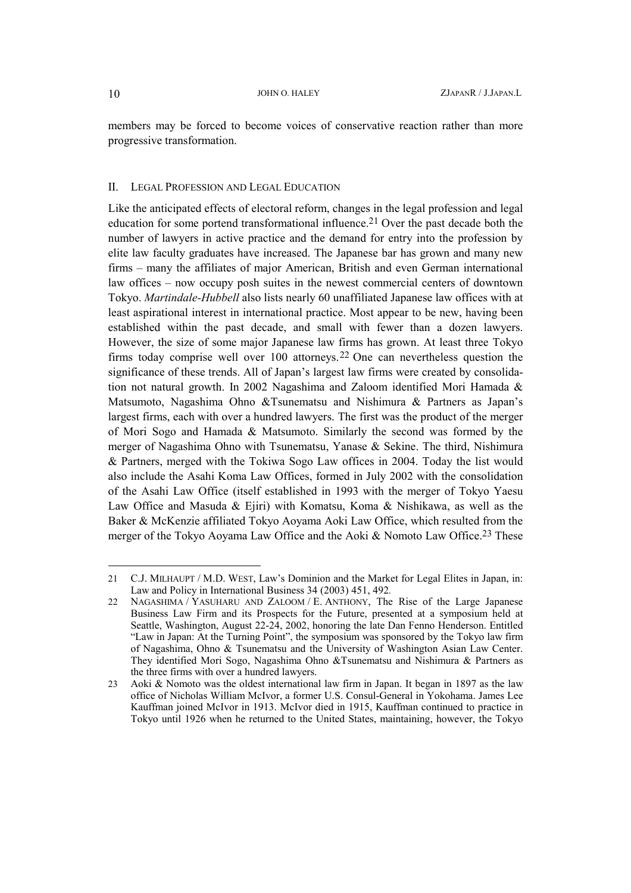members may be forced to become voices of conservative reaction rather than more progressive transformation.

## II. Legal Profession and Legal Education

Like the anticipated effects of electoral reform, changes in the legal profession and legal education for some portend transformational influence.[21] Over the past decade both the number of lawyers in active practice and the demand for entry into the profession by elite law faculty graduates have increased. The Japanese bar has grown and many new firms – many the affiliates of major American, British and even German international law offices – now occupy posh suites in the newest commercial centers of downtown Tokyo. *Martindale-Hubbell* also lists nearly 60 unaffiliated Japanese law offices with at least aspirational interest in international practice. Most appear to be new, having been established within the past decade, and small with fewer than a dozen lawyers. However, the size of some major Japanese law firms has grown. At least three Tokyo firms today comprise well over 100 attorneys.[22] One can nevertheless question the significance of these trends. All of Japan's largest law firms were created by consolidation not natural growth. In 2002 Nagashima and Zaloom identified Mori Hamada & Matsumoto, Nagashima Ohno &Tsunematsu and Nishimura & Partners as Japan's largest firms, each with over a hundred lawyers. The first was the product of the merger of Mori Sogo and Hamada & Matsumoto. Similarly the second was formed by the merger of Nagashima Ohno with Tsunematsu, Yanase & Sekine. The third, Nishimura & Partners, merged with the Tokiwa Sogo Law offices in 2004. Today the list would also include the Asahi Koma Law Offices, formed in July 2002 with the consolidation of the Asahi Law Office (itself established in 1993 with the merger of Tokyo Yaesu Law Office and Masuda & Ejiri) with Komatsu, Koma & Nishikawa, as well as the Baker & McKenzie affiliated Tokyo Aoyama Aoki Law Office, which resulted from the merger of the Tokyo Aoyama Law Office and the Aoki & Nomoto Law Office.[23] These

---

21 C.J. Milhaupt / M.D. West, Law's Dominion and the Market for Legal Elites in Japan, in: Law and Policy in International Business 34 (2003) 451, 492.

22 Nagashima / Yasuharu and Zaloom / E. Anthony, The Rise of the Large Japanese Business Law Firm and its Prospects for the Future, presented at a symposium held at Seattle, Washington, August 22-24, 2002, honoring the late Dan Fenno Henderson. Entitled "Law in Japan: At the Turning Point", the symposium was sponsored by the Tokyo law firm of Nagashima, Ohno & Tsunematsu and the University of Washington Asian Law Center. They identified Mori Sogo, Nagashima Ohno &Tsunematsu and Nishimura & Partners as the three firms with over a hundred lawyers.

23 Aoki & Nomoto was the oldest international law firm in Japan. It began in 1897 as the law office of Nicholas William McIvor, a former U.S. Consul-General in Yokohama. James Lee Kauffman joined McIvor in 1913. McIvor died in 1915, Kauffman continued to practice in Tokyo until 1926 when he returned to the United States, maintaining, however, the Tokyo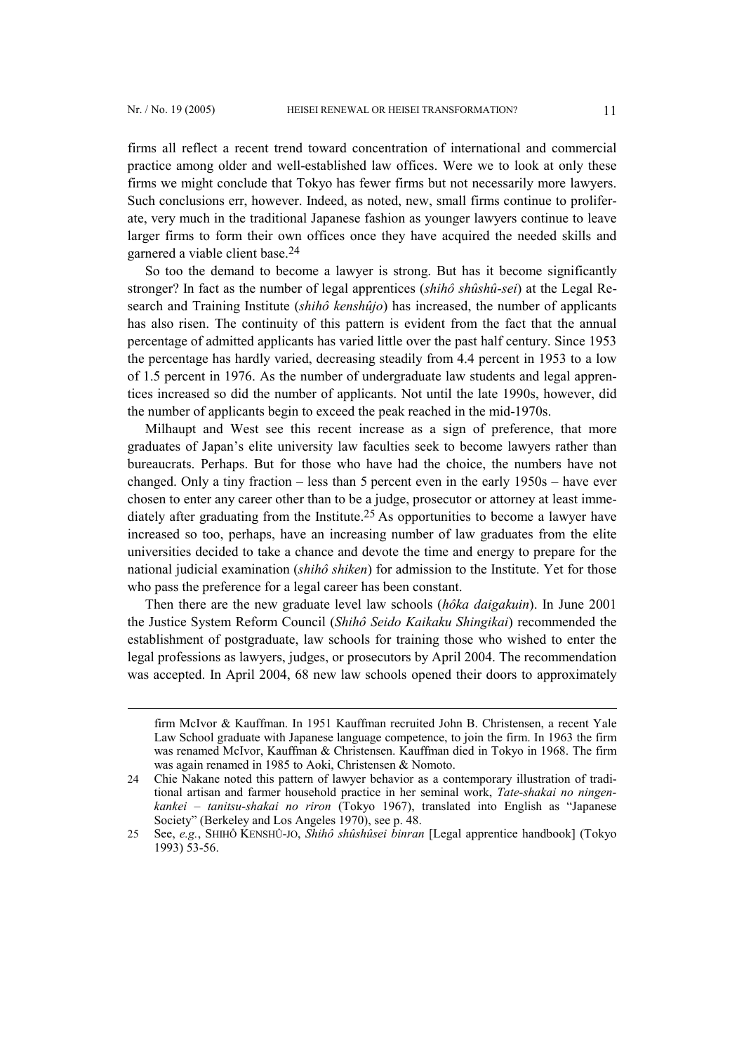firms all reflect a recent trend toward concentration of international and commercial practice among older and well-established law offices. Were we to look at only these firms we might conclude that Tokyo has fewer firms but not necessarily more lawyers. Such conclusions err, however. Indeed, as noted, new, small firms continue to proliferate, very much in the traditional Japanese fashion as younger lawyers continue to leave larger firms to form their own offices once they have acquired the needed skills and garnered a viable client base.[24]

So too the demand to become a lawyer is strong. But has it become significantly stronger? In fact as the number of legal apprentices (*shihô shûshû-sei*) at the Legal Research and Training Institute (*shihô kenshûjo*) has increased, the number of applicants has also risen. The continuity of this pattern is evident from the fact that the annual percentage of admitted applicants has varied little over the past half century. Since 1953 the percentage has hardly varied, decreasing steadily from 4.4 percent in 1953 to a low of 1.5 percent in 1976. As the number of undergraduate law students and legal apprentices increased so did the number of applicants. Not until the late 1990s, however, did the number of applicants begin to exceed the peak reached in the mid-1970s.

Milhaupt and West see this recent increase as a sign of preference, that more graduates of Japan's elite university law faculties seek to become lawyers rather than bureaucrats. Perhaps. But for those who have had the choice, the numbers have not changed. Only a tiny fraction – less than 5 percent even in the early 1950s – have ever chosen to enter any career other than to be a judge, prosecutor or attorney at least immediately after graduating from the Institute.[25] As opportunities to become a lawyer have increased so too, perhaps, have an increasing number of law graduates from the elite universities decided to take a chance and devote the time and energy to prepare for the national judicial examination (*shihô shiken*) for admission to the Institute. Yet for those who pass the preference for a legal career has been constant.

Then there are the new graduate level law schools (*hôka daigakuin*). In June 2001 the Justice System Reform Council (*Shihô Seido Kaikaku Shingikai*) recommended the establishment of postgraduate, law schools for training those who wished to enter the legal professions as lawyers, judges, or prosecutors by April 2004. The recommendation was accepted. In April 2004, 68 new law schools opened their doors to approximately

---

firm McIvor & Kauffman. In 1951 Kauffman recruited John B. Christensen, a recent Yale Law School graduate with Japanese language competence, to join the firm. In 1963 the firm was renamed McIvor, Kauffman & Christensen. Kauffman died in Tokyo in 1968. The firm was again renamed in 1985 to Aoki, Christensen & Nomoto.

24 Chie Nakane noted this pattern of lawyer behavior as a contemporary illustration of traditional artisan and farmer household practice in her seminal work, *Tate-shakai no ningen-kankei – tanitsu-shakai no riron* (Tokyo 1967), translated into English as "Japanese Society" (Berkeley and Los Angeles 1970), see p. 48.

25 See, *e.g.*, SHIHÔ KENSHÛ-JO, *Shihô shûshûsei binran* [Legal apprentice handbook] (Tokyo 1993) 53-56.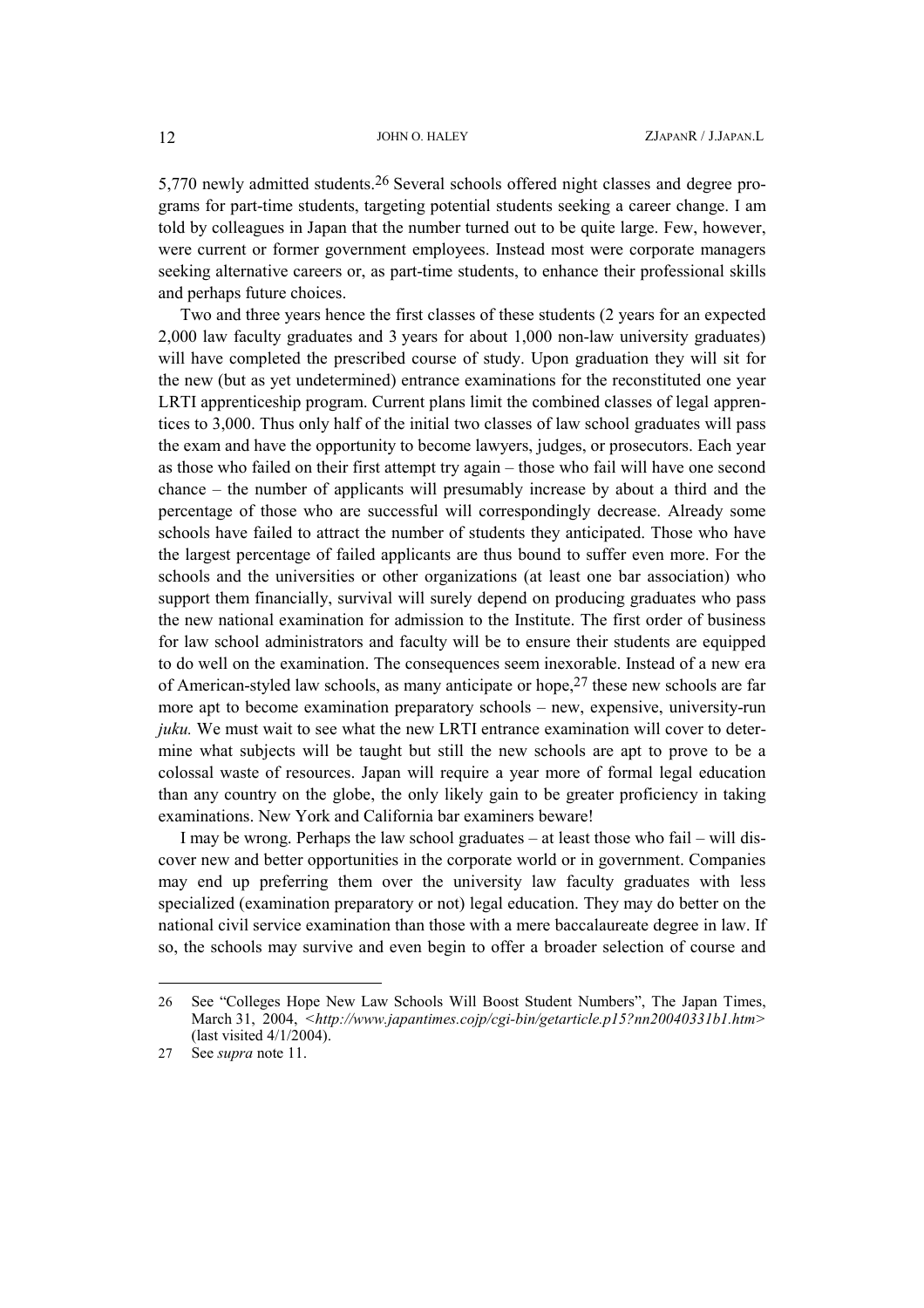5,770 newly admitted students.[26] Several schools offered night classes and degree programs for part-time students, targeting potential students seeking a career change. I am told by colleagues in Japan that the number turned out to be quite large. Few, however, were current or former government employees. Instead most were corporate managers seeking alternative careers or, as part-time students, to enhance their professional skills and perhaps future choices.

Two and three years hence the first classes of these students (2 years for an expected 2,000 law faculty graduates and 3 years for about 1,000 non-law university graduates) will have completed the prescribed course of study. Upon graduation they will sit for the new (but as yet undetermined) entrance examinations for the reconstituted one year LRTI apprenticeship program. Current plans limit the combined classes of legal apprentices to 3,000. Thus only half of the initial two classes of law school graduates will pass the exam and have the opportunity to become lawyers, judges, or prosecutors. Each year as those who failed on their first attempt try again – those who fail will have one second chance – the number of applicants will presumably increase by about a third and the percentage of those who are successful will correspondingly decrease. Already some schools have failed to attract the number of students they anticipated. Those who have the largest percentage of failed applicants are thus bound to suffer even more. For the schools and the universities or other organizations (at least one bar association) who support them financially, survival will surely depend on producing graduates who pass the new national examination for admission to the Institute. The first order of business for law school administrators and faculty will be to ensure their students are equipped to do well on the examination. The consequences seem inexorable. Instead of a new era of American-styled law schools, as many anticipate or hope,[27] these new schools are far more apt to become examination preparatory schools – new, expensive, university-run *juku.* We must wait to see what the new LRTI entrance examination will cover to determine what subjects will be taught but still the new schools are apt to prove to be a colossal waste of resources. Japan will require a year more of formal legal education than any country on the globe, the only likely gain to be greater proficiency in taking examinations. New York and California bar examiners beware!

I may be wrong. Perhaps the law school graduates – at least those who fail – will discover new and better opportunities in the corporate world or in government. Companies may end up preferring them over the university law faculty graduates with less specialized (examination preparatory or not) legal education. They may do better on the national civil service examination than those with a mere baccalaureate degree in law. If so, the schools may survive and even begin to offer a broader selection of course and

---

26 See "Colleges Hope New Law Schools Will Boost Student Numbers", The Japan Times, March 31, 2004, *<http://www.japantimes.cojp/cgi-bin/getarticle.p15?nn20040331b1.htm>* (last visited 4/1/2004).

27 See *supra* note 11.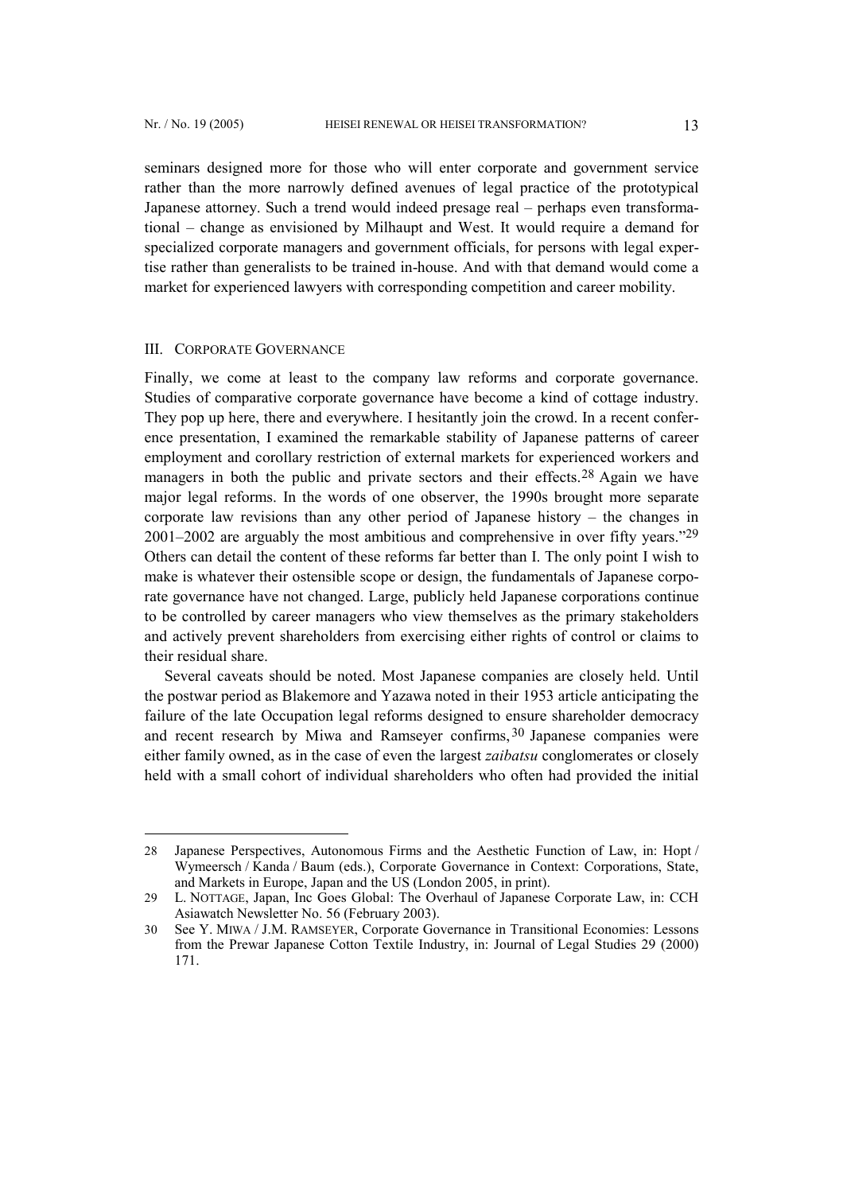seminars designed more for those who will enter corporate and government service rather than the more narrowly defined avenues of legal practice of the prototypical Japanese attorney. Such a trend would indeed presage real – perhaps even transformational – change as envisioned by Milhaupt and West. It would require a demand for specialized corporate managers and government officials, for persons with legal expertise rather than generalists to be trained in-house. And with that demand would come a market for experienced lawyers with corresponding competition and career mobility.

## III. CORPORATE GOVERNANCE

Finally, we come at least to the company law reforms and corporate governance. Studies of comparative corporate governance have become a kind of cottage industry. They pop up here, there and everywhere. I hesitantly join the crowd. In a recent conference presentation, I examined the remarkable stability of Japanese patterns of career employment and corollary restriction of external markets for experienced workers and managers in both the public and private sectors and their effects.[28] Again we have major legal reforms. In the words of one observer, the 1990s brought more separate corporate law revisions than any other period of Japanese history – the changes in 2001–2002 are arguably the most ambitious and comprehensive in over fifty years."[29] Others can detail the content of these reforms far better than I. The only point I wish to make is whatever their ostensible scope or design, the fundamentals of Japanese corporate governance have not changed. Large, publicly held Japanese corporations continue to be controlled by career managers who view themselves as the primary stakeholders and actively prevent shareholders from exercising either rights of control or claims to their residual share.

Several caveats should be noted. Most Japanese companies are closely held. Until the postwar period as Blakemore and Yazawa noted in their 1953 article anticipating the failure of the late Occupation legal reforms designed to ensure shareholder democracy and recent research by Miwa and Ramseyer confirms,[30] Japanese companies were either family owned, as in the case of even the largest *zaibatsu* conglomerates or closely held with a small cohort of individual shareholders who often had provided the initial

---

28 Japanese Perspectives, Autonomous Firms and the Aesthetic Function of Law, in: Hopt / Wymeersch / Kanda / Baum (eds.), Corporate Governance in Context: Corporations, State, and Markets in Europe, Japan and the US (London 2005, in print).

29 L. NOTTAGE, Japan, Inc Goes Global: The Overhaul of Japanese Corporate Law, in: CCH Asiawatch Newsletter No. 56 (February 2003).

30 See Y. MIWA / J.M. RAMSEYER, Corporate Governance in Transitional Economies: Lessons from the Prewar Japanese Cotton Textile Industry, in: Journal of Legal Studies 29 (2000) 171.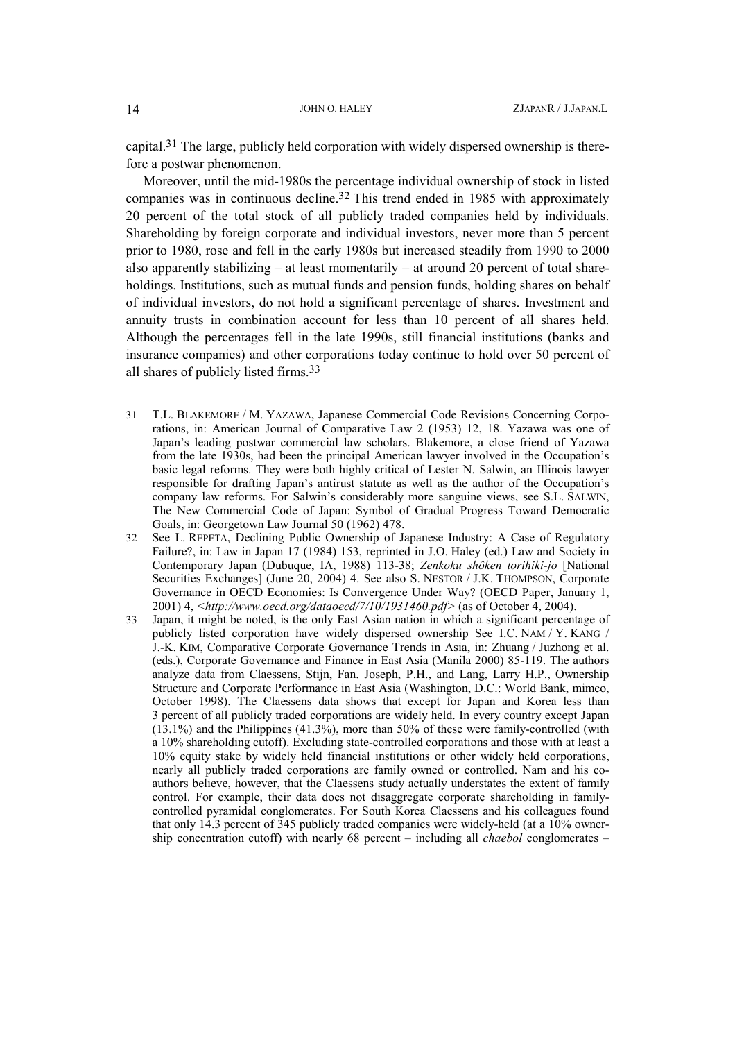capital.[31] The large, publicly held corporation with widely dispersed ownership is therefore a postwar phenomenon.

Moreover, until the mid-1980s the percentage individual ownership of stock in listed companies was in continuous decline.[32] This trend ended in 1985 with approximately 20 percent of the total stock of all publicly traded companies held by individuals. Shareholding by foreign corporate and individual investors, never more than 5 percent prior to 1980, rose and fell in the early 1980s but increased steadily from 1990 to 2000 also apparently stabilizing – at least momentarily – at around 20 percent of total shareholdings. Institutions, such as mutual funds and pension funds, holding shares on behalf of individual investors, do not hold a significant percentage of shares. Investment and annuity trusts in combination account for less than 10 percent of all shares held. Although the percentages fell in the late 1990s, still financial institutions (banks and insurance companies) and other corporations today continue to hold over 50 percent of all shares of publicly listed firms.[33]

---

31 T.L. BLAKEMORE / M. YAZAWA, Japanese Commercial Code Revisions Concerning Corporations, in: American Journal of Comparative Law 2 (1953) 12, 18. Yazawa was one of Japan's leading postwar commercial law scholars. Blakemore, a close friend of Yazawa from the late 1930s, had been the principal American lawyer involved in the Occupation's basic legal reforms. They were both highly critical of Lester N. Salwin, an Illinois lawyer responsible for drafting Japan's antirust statute as well as the author of the Occupation's company law reforms. For Salwin's considerably more sanguine views, see S.L. SALWIN, The New Commercial Code of Japan: Symbol of Gradual Progress Toward Democratic Goals, in: Georgetown Law Journal 50 (1962) 478.

32 See L. REPETA, Declining Public Ownership of Japanese Industry: A Case of Regulatory Failure?, in: Law in Japan 17 (1984) 153, reprinted in J.O. Haley (ed.) Law and Society in Contemporary Japan (Dubuque, IA, 1988) 113-38; *Zenkoku shôken torihiki-jo* [National Securities Exchanges] (June 20, 2004) 4. See also S. NESTOR / J.K. THOMPSON, Corporate Governance in OECD Economies: Is Convergence Under Way? (OECD Paper, January 1, 2001) 4, <*http://www.oecd.org/dataoecd/7/10/1931460.pdf*> (as of October 4, 2004).

33 Japan, it might be noted, is the only East Asian nation in which a significant percentage of publicly listed corporation have widely dispersed ownership See I.C. NAM / Y. KANG / J.-K. KIM, Comparative Corporate Governance Trends in Asia, in: Zhuang / Juzhong et al. (eds.), Corporate Governance and Finance in East Asia (Manila 2000) 85-119. The authors analyze data from Claessens, Stijn, Fan. Joseph, P.H., and Lang, Larry H.P., Ownership Structure and Corporate Performance in East Asia (Washington, D.C.: World Bank, mimeo, October 1998). The Claessens data shows that except for Japan and Korea less than 3 percent of all publicly traded corporations are widely held. In every country except Japan (13.1%) and the Philippines (41.3%), more than 50% of these were family-controlled (with a 10% shareholding cutoff). Excluding state-controlled corporations and those with at least a 10% equity stake by widely held financial institutions or other widely held corporations, nearly all publicly traded corporations are family owned or controlled. Nam and his co-authors believe, however, that the Claessens study actually understates the extent of family control. For example, their data does not disaggregate corporate shareholding in family-controlled pyramidal conglomerates. For South Korea Claessens and his colleagues found that only 14.3 percent of 345 publicly traded companies were widely-held (at a 10% ownership concentration cutoff) with nearly 68 percent – including all *chaebol* conglomerates –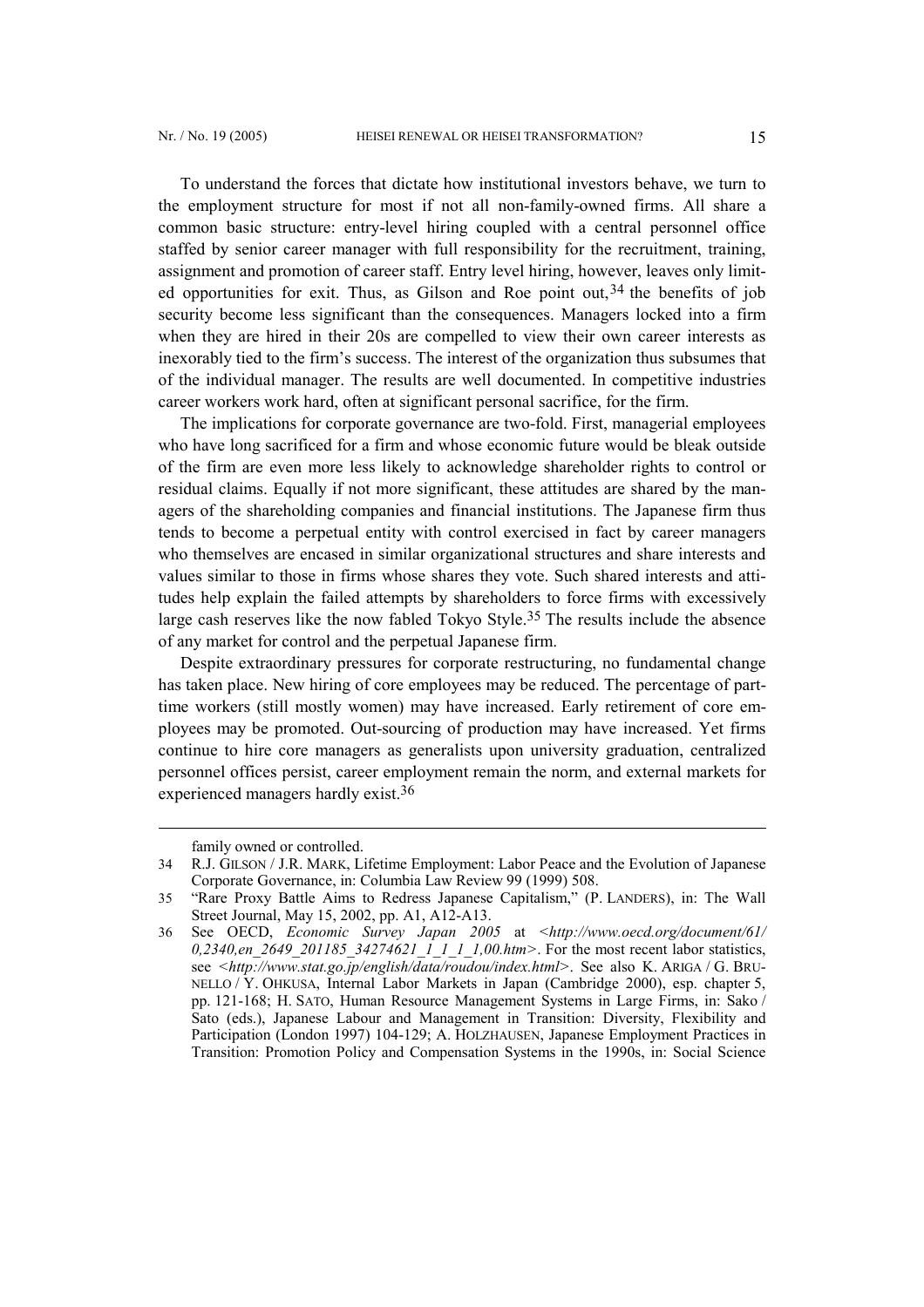To understand the forces that dictate how institutional investors behave, we turn to the employment structure for most if not all non-family-owned firms. All share a common basic structure: entry-level hiring coupled with a central personnel office staffed by senior career manager with full responsibility for the recruitment, training, assignment and promotion of career staff. Entry level hiring, however, leaves only limited opportunities for exit. Thus, as Gilson and Roe point out,[34] the benefits of job security become less significant than the consequences. Managers locked into a firm when they are hired in their 20s are compelled to view their own career interests as inexorably tied to the firm's success. The interest of the organization thus subsumes that of the individual manager. The results are well documented. In competitive industries career workers work hard, often at significant personal sacrifice, for the firm.

The implications for corporate governance are two-fold. First, managerial employees who have long sacrificed for a firm and whose economic future would be bleak outside of the firm are even more less likely to acknowledge shareholder rights to control or residual claims. Equally if not more significant, these attitudes are shared by the managers of the shareholding companies and financial institutions. The Japanese firm thus tends to become a perpetual entity with control exercised in fact by career managers who themselves are encased in similar organizational structures and share interests and values similar to those in firms whose shares they vote. Such shared interests and attitudes help explain the failed attempts by shareholders to force firms with excessively large cash reserves like the now fabled Tokyo Style.[35] The results include the absence of any market for control and the perpetual Japanese firm.

Despite extraordinary pressures for corporate restructuring, no fundamental change has taken place. New hiring of core employees may be reduced. The percentage of part-time workers (still mostly women) may have increased. Early retirement of core employees may be promoted. Out-sourcing of production may have increased. Yet firms continue to hire core managers as generalists upon university graduation, centralized personnel offices persist, career employment remain the norm, and external markets for experienced managers hardly exist.[36]

---

family owned or controlled.

34 R.J. GILSON / J.R. MARK, Lifetime Employment: Labor Peace and the Evolution of Japanese Corporate Governance, in: Columbia Law Review 99 (1999) 508.

35 "Rare Proxy Battle Aims to Redress Japanese Capitalism," (P. LANDERS), in: The Wall Street Journal, May 15, 2002, pp. A1, A12-A13.

36 See OECD, *Economic Survey Japan 2005* at *<http://www.oecd.org/document/61/0,2340,en_2649_201185_34274621_1_1_1_1,00.htm>*. For the most recent labor statistics, see *<http://www.stat.go.jp/english/data/roudou/index.html>*. See also K. ARIGA / G. BRUNELLO / Y. OHKUSA, Internal Labor Markets in Japan (Cambridge 2000), esp. chapter 5, pp. 121-168; H. SATO, Human Resource Management Systems in Large Firms, in: Sako / Sato (eds.), Japanese Labour and Management in Transition: Diversity, Flexibility and Participation (London 1997) 104-129; A. HOLZHAUSEN, Japanese Employment Practices in Transition: Promotion Policy and Compensation Systems in the 1990s, in: Social Science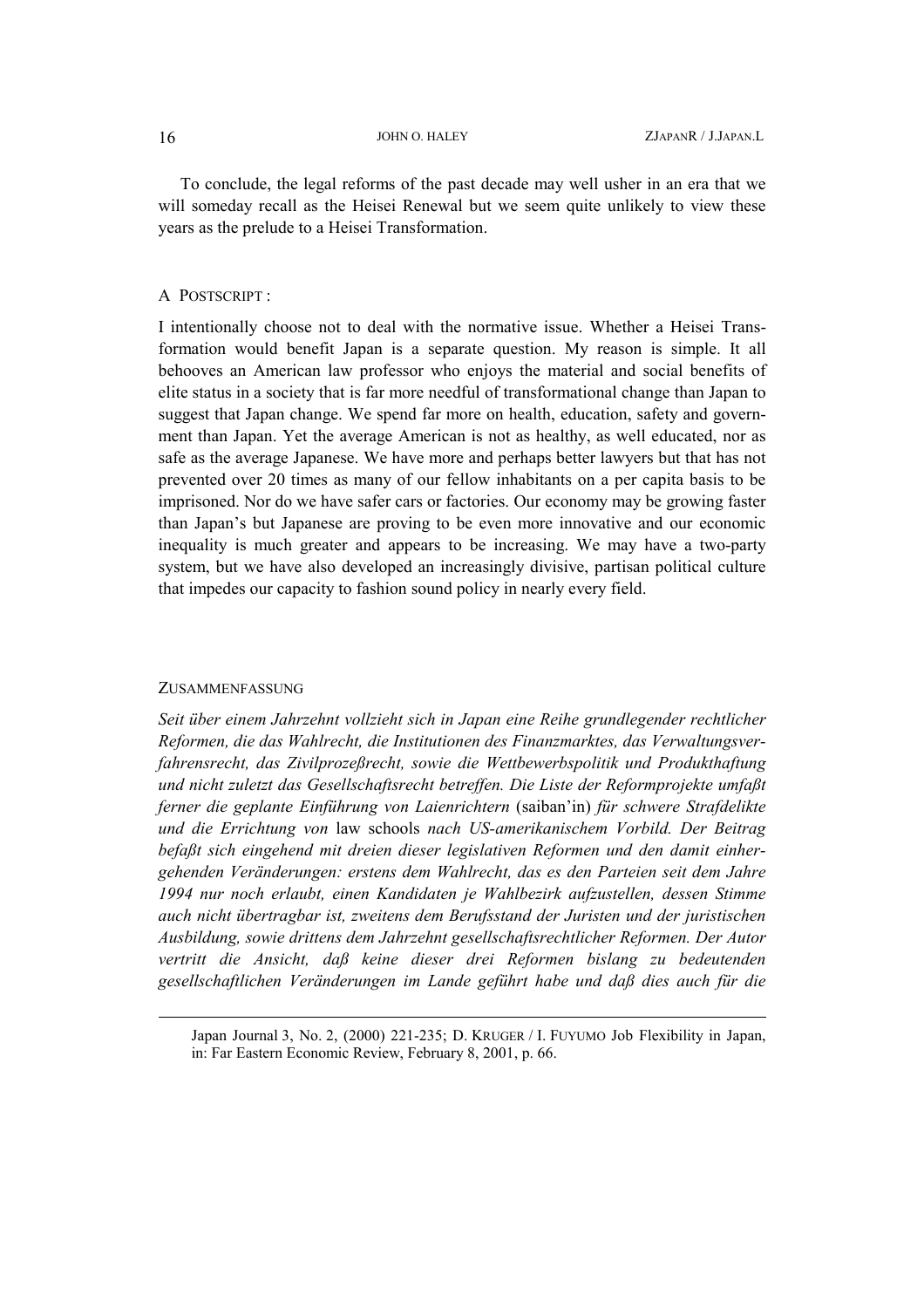To conclude, the legal reforms of the past decade may well usher in an era that we will someday recall as the Heisei Renewal but we seem quite unlikely to view these years as the prelude to a Heisei Transformation.

## A POSTSCRIPT :

I intentionally choose not to deal with the normative issue. Whether a Heisei Transformation would benefit Japan is a separate question. My reason is simple. It all behooves an American law professor who enjoys the material and social benefits of elite status in a society that is far more needful of transformational change than Japan to suggest that Japan change. We spend far more on health, education, safety and government than Japan. Yet the average American is not as healthy, as well educated, nor as safe as the average Japanese. We have more and perhaps better lawyers but that has not prevented over 20 times as many of our fellow inhabitants on a per capita basis to be imprisoned. Nor do we have safer cars or factories. Our economy may be growing faster than Japan's but Japanese are proving to be even more innovative and our economic inequality is much greater and appears to be increasing. We may have a two-party system, but we have also developed an increasingly divisive, partisan political culture that impedes our capacity to fashion sound policy in nearly every field.

## ZUSAMMENFASSUNG

*Seit über einem Jahrzehnt vollzieht sich in Japan eine Reihe grundlegender rechtlicher Reformen, die das Wahlrecht, die Institutionen des Finanzmarktes, das Verwaltungsverfahrensrecht, das Zivilprozeßrecht, sowie die Wettbewerbspolitik und Produkthaftung und nicht zuletzt das Gesellschaftsrecht betreffen. Die Liste der Reformprojekte umfaßt ferner die geplante Einführung von Laienrichtern* (saiban'in) *für schwere Strafdelikte und die Errichtung von* law schools *nach US-amerikanischem Vorbild. Der Beitrag befaßt sich eingehend mit dreien dieser legislativen Reformen und den damit einhergehenden Veränderungen: erstens dem Wahlrecht, das es den Parteien seit dem Jahre 1994 nur noch erlaubt, einen Kandidaten je Wahlbezirk aufzustellen, dessen Stimme auch nicht übertragbar ist, zweitens dem Berufsstand der Juristen und der juristischen Ausbildung, sowie drittens dem Jahrzehnt gesellschaftsrechtlicher Reformen. Der Autor vertritt die Ansicht, daß keine dieser drei Reformen bislang zu bedeutenden gesellschaftlichen Veränderungen im Lande geführt habe und daß dies auch für die*

---

Japan Journal 3, No. 2, (2000) 221-235; D. KRUGER / I. FUYUMO Job Flexibility in Japan, in: Far Eastern Economic Review, February 8, 2001, p. 66.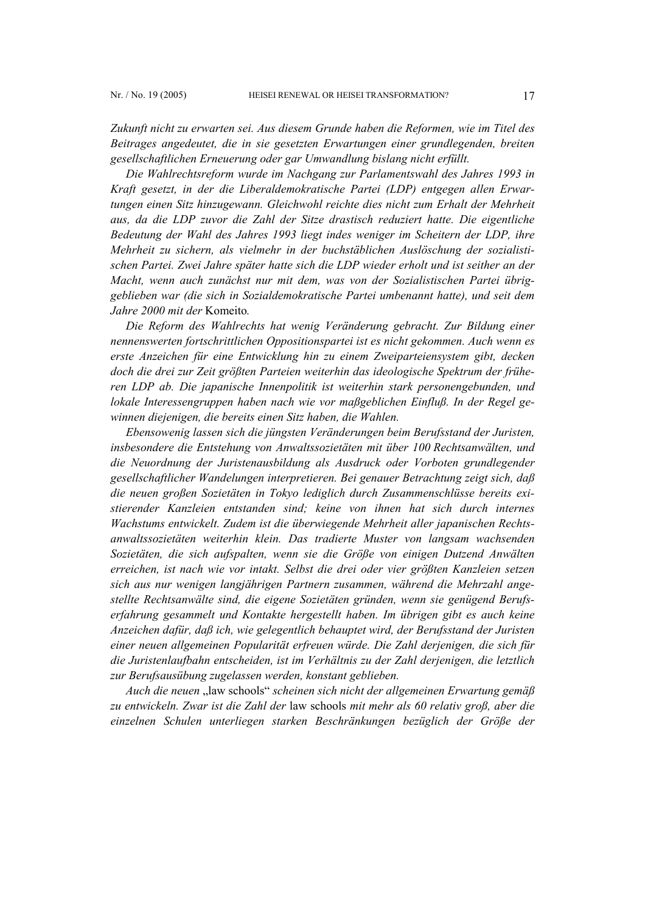*Zukunft nicht zu erwarten sei. Aus diesem Grunde haben die Reformen, wie im Titel des Beitrages angedeutet, die in sie gesetzten Erwartungen einer grundlegenden, breiten gesellschaftlichen Erneuerung oder gar Umwandlung bislang nicht erfüllt.*

*Die Wahlrechtsreform wurde im Nachgang zur Parlamentswahl des Jahres 1993 in Kraft gesetzt, in der die Liberaldemokratische Partei (LDP) entgegen allen Erwartungen einen Sitz hinzugewann. Gleichwohl reichte dies nicht zum Erhalt der Mehrheit aus, da die LDP zuvor die Zahl der Sitze drastisch reduziert hatte. Die eigentliche Bedeutung der Wahl des Jahres 1993 liegt indes weniger im Scheitern der LDP, ihre Mehrheit zu sichern, als vielmehr in der buchstäblichen Auslöschung der sozialistischen Partei. Zwei Jahre später hatte sich die LDP wieder erholt und ist seither an der Macht, wenn auch zunächst nur mit dem, was von der Sozialistischen Partei übriggeblieben war (die sich in Sozialdemokratische Partei umbenannt hatte), und seit dem Jahre 2000 mit der* Komeito*.*

*Die Reform des Wahlrechts hat wenig Veränderung gebracht. Zur Bildung einer nennenswerten fortschrittlichen Oppositionspartei ist es nicht gekommen. Auch wenn es erste Anzeichen für eine Entwicklung hin zu einem Zweiparteiensystem gibt, decken doch die drei zur Zeit größten Parteien weiterhin das ideologische Spektrum der früheren LDP ab. Die japanische Innenpolitik ist weiterhin stark personengebunden, und lokale Interessengruppen haben nach wie vor maßgeblichen Einfluß. In der Regel gewinnen diejenigen, die bereits einen Sitz haben, die Wahlen.*

*Ebensowenig lassen sich die jüngsten Veränderungen beim Berufsstand der Juristen, insbesondere die Entstehung von Anwaltssozietäten mit über 100 Rechtsanwälten, und die Neuordnung der Juristenausbildung als Ausdruck oder Vorboten grundlegender gesellschaftlicher Wandelungen interpretieren. Bei genauer Betrachtung zeigt sich, daß die neuen großen Sozietäten in Tokyo lediglich durch Zusammenschlüsse bereits existierender Kanzleien entstanden sind; keine von ihnen hat sich durch internes Wachstums entwickelt. Zudem ist die überwiegende Mehrheit aller japanischen Rechtsanwaltssozietäten weiterhin klein. Das tradierte Muster von langsam wachsenden Sozietäten, die sich aufspalten, wenn sie die Größe von einigen Dutzend Anwälten erreichen, ist nach wie vor intakt. Selbst die drei oder vier größten Kanzleien setzen sich aus nur wenigen langjährigen Partnern zusammen, während die Mehrzahl angestellte Rechtsanwälte sind, die eigene Sozietäten gründen, wenn sie genügend Berufserfahrung gesammelt und Kontakte hergestellt haben. Im übrigen gibt es auch keine Anzeichen dafür, daß ich, wie gelegentlich behauptet wird, der Berufsstand der Juristen einer neuen allgemeinen Popularität erfreuen würde. Die Zahl derjenigen, die sich für die Juristenlaufbahn entscheiden, ist im Verhältnis zu der Zahl derjenigen, die letztlich zur Berufsausübung zugelassen werden, konstant geblieben.*

*Auch die neuen* „law schools“ *scheinen sich nicht der allgemeinen Erwartung gemäß zu entwickeln. Zwar ist die Zahl der* law schools *mit mehr als 60 relativ groß, aber die einzelnen Schulen unterliegen starken Beschränkungen bezüglich der Größe der*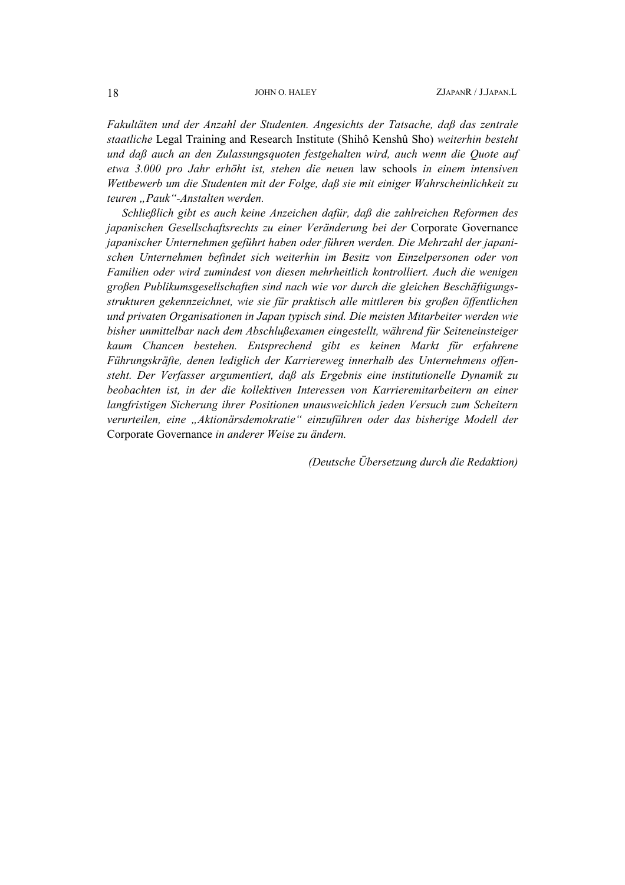*Fakultäten und der Anzahl der Studenten. Angesichts der Tatsache, daß das zentrale staatliche* Legal Training and Research Institute (Shihô Kenshû Sho) *weiterhin besteht und daß auch an den Zulassungsquoten festgehalten wird, auch wenn die Quote auf etwa 3.000 pro Jahr erhöht ist, stehen die neuen* law schools *in einem intensiven Wettbewerb um die Studenten mit der Folge, daß sie mit einiger Wahrscheinlichkeit zu teuren „Pauk"-Anstalten werden.*

*Schließlich gibt es auch keine Anzeichen dafür, daß die zahlreichen Reformen des japanischen Gesellschaftsrechts zu einer Veränderung bei der* Corporate Governance *japanischer Unternehmen geführt haben oder führen werden. Die Mehrzahl der japanischen Unternehmen befindet sich weiterhin im Besitz von Einzelpersonen oder von Familien oder wird zumindest von diesen mehrheitlich kontrolliert. Auch die wenigen großen Publikumsgesellschaften sind nach wie vor durch die gleichen Beschäftigungsstrukturen gekennzeichnet, wie sie für praktisch alle mittleren bis großen öffentlichen und privaten Organisationen in Japan typisch sind. Die meisten Mitarbeiter werden wie bisher unmittelbar nach dem Abschlußexamen eingestellt, während für Seiteneinsteiger kaum Chancen bestehen. Entsprechend gibt es keinen Markt für erfahrene Führungskräfte, denen lediglich der Karriereweg innerhalb des Unternehmens offensteht. Der Verfasser argumentiert, daß als Ergebnis eine institutionelle Dynamik zu beobachten ist, in der die kollektiven Interessen von Karrieremitarbeitern an einer langfristigen Sicherung ihrer Positionen unausweichlich jeden Versuch zum Scheitern verurteilen, eine „Aktionärsdemokratie" einzuführen oder das bisherige Modell der* Corporate Governance *in anderer Weise zu ändern.*

*(Deutsche Übersetzung durch die Redaktion)*